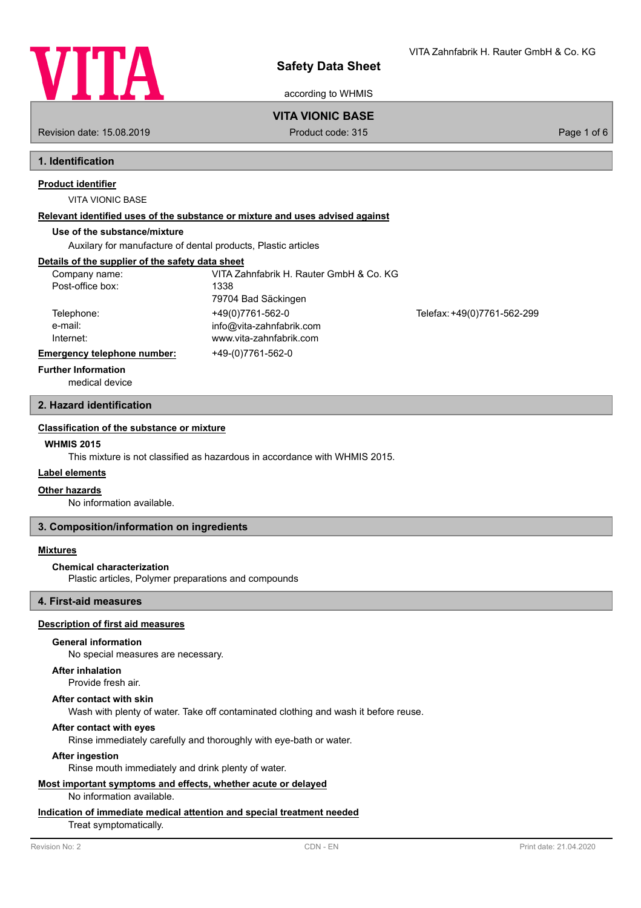# Safety Data Sheet

according to WHMIS

VITA Zahnfabrik H. Rauter GmbH & Co. KG

**VITA VIONIC BASE**

Revision date: 15.08.2019 | Product code: 315

## 1. Identification

**Product identifier**

VITA VIONIC BASE

**Relevant identified uses of the substance or mixture and uses advised against**

**Use of the substance/mixture**

Auxilary for manufacture of dental products, Plastic articles

**Details of the supplier of the safety data sheet**

| | | |
|---|---|---|
| Company name: | VITA Zahnfabrik H. Rauter GmbH & Co. KG | |
| Post-office box: | 1338 | |
| | 79704 Bad Säckingen | |
| Telephone: | +49(0)7761-562-0 | Telefax: +49(0)7761-562-299 |
| e-mail: | info@vita-zahnfabrik.com | |
| Internet: | www.vita-zahnfabrik.com | |

**Emergency telephone number:** +49-(0)7761-562-0

**Further Information**

medical device

## 2. Hazard identification

**Classification of the substance or mixture**

**WHMIS 2015**

This mixture is not classified as hazardous in accordance with WHMIS 2015.

**Label elements**

**Other hazards**

No information available.

## 3. Composition/information on ingredients

**Mixtures**

**Chemical characterization**

Plastic articles, Polymer preparations and compounds

## 4. First-aid measures

**Description of first aid measures**

**General information**

No special measures are necessary.

**After inhalation**

Provide fresh air.

**After contact with skin**

Wash with plenty of water. Take off contaminated clothing and wash it before reuse.

**After contact with eyes**

Rinse immediately carefully and thoroughly with eye-bath or water.

**After ingestion**

Rinse mouth immediately and drink plenty of water.

**Most important symptoms and effects, whether acute or delayed**

No information available.

**Indication of immediate medical attention and special treatment needed**

Treat symptomatically.

Revision No: 2 | CDN - EN | Print date: 21.04.2020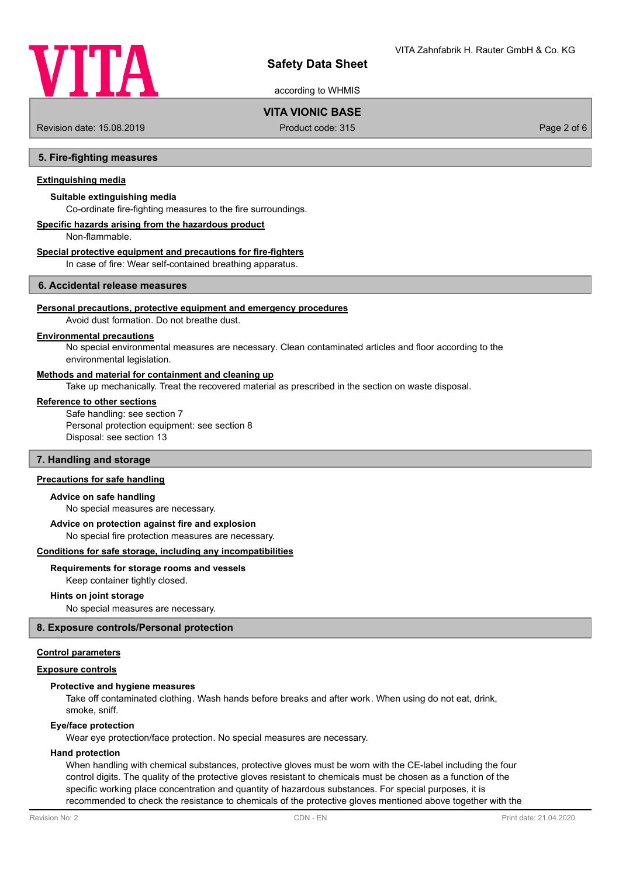## 5. Fire-fighting measures

**Extinguishing media**

**Suitable extinguishing media**

Co-ordinate fire-fighting measures to the fire surroundings.

**Specific hazards arising from the hazardous product**

Non-flammable.

**Special protective equipment and precautions for fire-fighters**

In case of fire: Wear self-contained breathing apparatus.

## 6. Accidental release measures

**Personal precautions, protective equipment and emergency procedures**

Avoid dust formation. Do not breathe dust.

**Environmental precautions**

No special environmental measures are necessary. Clean contaminated articles and floor according to the environmental legislation.

**Methods and material for containment and cleaning up**

Take up mechanically. Treat the recovered material as prescribed in the section on waste disposal.

**Reference to other sections**

Safe handling: see section 7
Personal protection equipment: see section 8
Disposal: see section 13

## 7. Handling and storage

**Precautions for safe handling**

**Advice on safe handling**

No special measures are necessary.

**Advice on protection against fire and explosion**

No special fire protection measures are necessary.

**Conditions for safe storage, including any incompatibilities**

**Requirements for storage rooms and vessels**

Keep container tightly closed.

**Hints on joint storage**

No special measures are necessary.

## 8. Exposure controls/Personal protection

**Control parameters**

**Exposure controls**

**Protective and hygiene measures**

Take off contaminated clothing. Wash hands before breaks and after work. When using do not eat, drink, smoke, sniff.

**Eye/face protection**

Wear eye protection/face protection. No special measures are necessary.

**Hand protection**

When handling with chemical substances, protective gloves must be worn with the CE-label including the four control digits. The quality of the protective gloves resistant to chemicals must be chosen as a function of the specific working place concentration and quantity of hazardous substances. For special purposes, it is recommended to check the resistance to chemicals of the protective gloves mentioned above together with the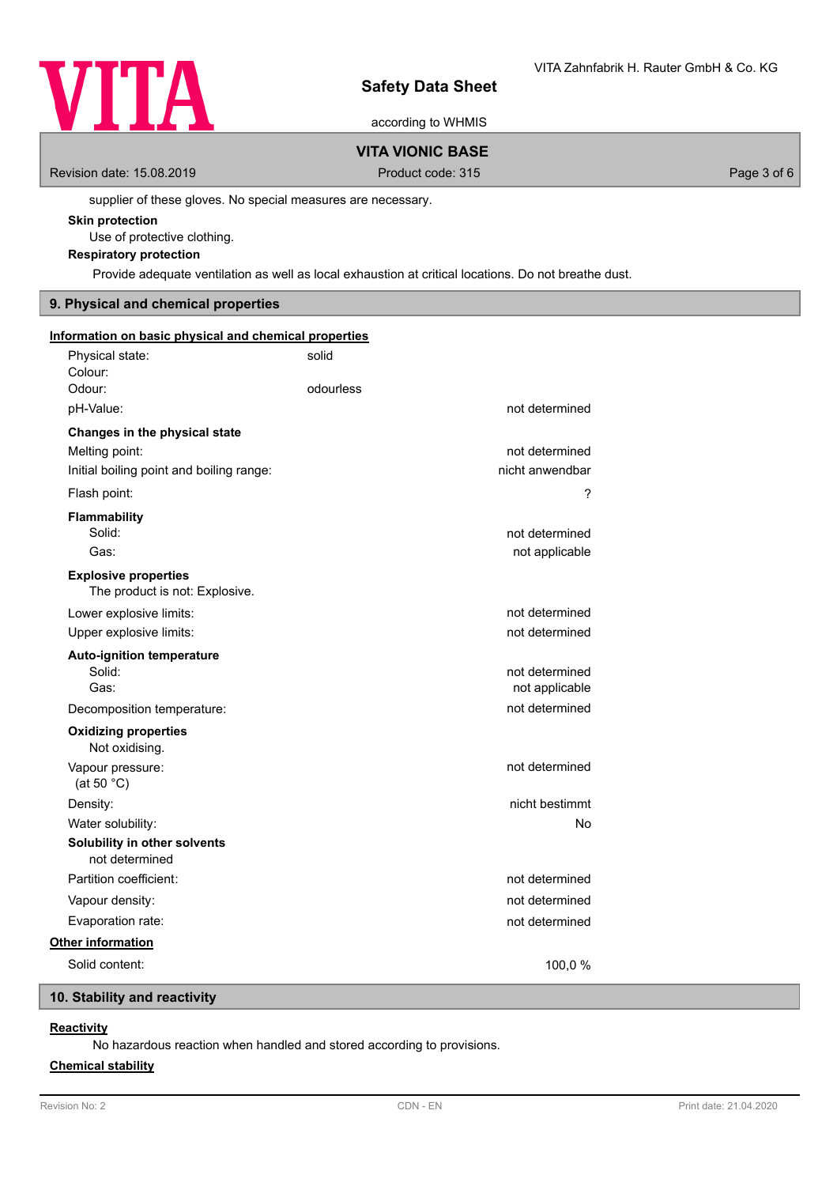supplier of these gloves. No special measures are necessary.

**Skin protection**

Use of protective clothing.

**Respiratory protection**

Provide adequate ventilation as well as local exhaustion at critical locations. Do not breathe dust.

## 9. Physical and chemical properties

**Information on basic physical and chemical properties**

| | | |
|---|---|---|
| Physical state: | solid | |
| Colour: | | |
| Odour: | odourless | |
| pH-Value: | | not determined |
| **Changes in the physical state** | | |
| Melting point: | | not determined |
| Initial boiling point and boiling range: | | nicht anwendbar |
| Flash point: | | ? |
| **Flammability** | | |
| Solid: | | not determined |
| Gas: | | not applicable |

**Explosive properties**

The product is not: Explosive.

| | | |
|---|---|---|
| Lower explosive limits: | | not determined |
| Upper explosive limits: | | not determined |
| **Auto-ignition temperature** | | |
| Solid: | | not determined |
| Gas: | | not applicable |
| Decomposition temperature: | | not determined |

**Oxidizing properties**

Not oxidising.

| | | |
|---|---|---|
| Vapour pressure: (at 50 °C) | | not determined |
| Density: | | nicht bestimmt |
| Water solubility: | | No |

**Solubility in other solvents**

not determined

| | | |
|---|---|---|
| Partition coefficient: | | not determined |
| Vapour density: | | not determined |
| Evaporation rate: | | not determined |

**Other information**

| | | |
|---|---|---|
| Solid content: | | 100,0 % |

## 10. Stability and reactivity

**Reactivity**

No hazardous reaction when handled and stored according to provisions.

**Chemical stability**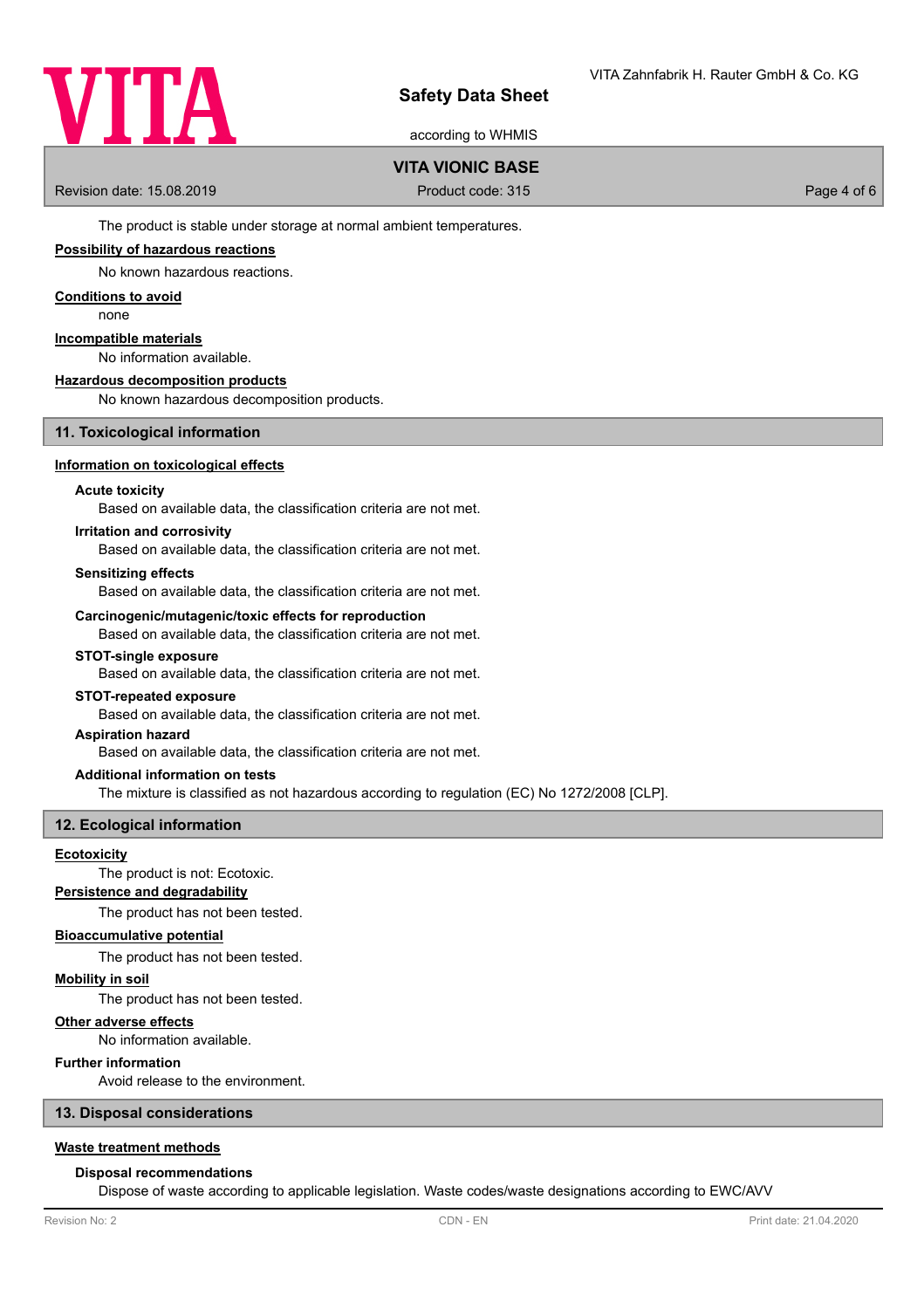The product is stable under storage at normal ambient temperatures.

**Possibility of hazardous reactions**

No known hazardous reactions.

**Conditions to avoid**

none

**Incompatible materials**

No information available.

**Hazardous decomposition products**

No known hazardous decomposition products.

## 11. Toxicological information

**Information on toxicological effects**

**Acute toxicity**

Based on available data, the classification criteria are not met.

**Irritation and corrosivity**

Based on available data, the classification criteria are not met.

**Sensitizing effects**

Based on available data, the classification criteria are not met.

**Carcinogenic/mutagenic/toxic effects for reproduction**

Based on available data, the classification criteria are not met.

**STOT-single exposure**

Based on available data, the classification criteria are not met.

**STOT-repeated exposure**

Based on available data, the classification criteria are not met.

**Aspiration hazard**

Based on available data, the classification criteria are not met.

**Additional information on tests**

The mixture is classified as not hazardous according to regulation (EC) No 1272/2008 [CLP].

## 12. Ecological information

**Ecotoxicity**

The product is not: Ecotoxic.

**Persistence and degradability**

The product has not been tested.

**Bioaccumulative potential**

The product has not been tested.

**Mobility in soil**

The product has not been tested.

**Other adverse effects**

No information available.

**Further information**

Avoid release to the environment.

## 13. Disposal considerations

**Waste treatment methods**

**Disposal recommendations**

Dispose of waste according to applicable legislation. Waste codes/waste designations according to EWC/AVV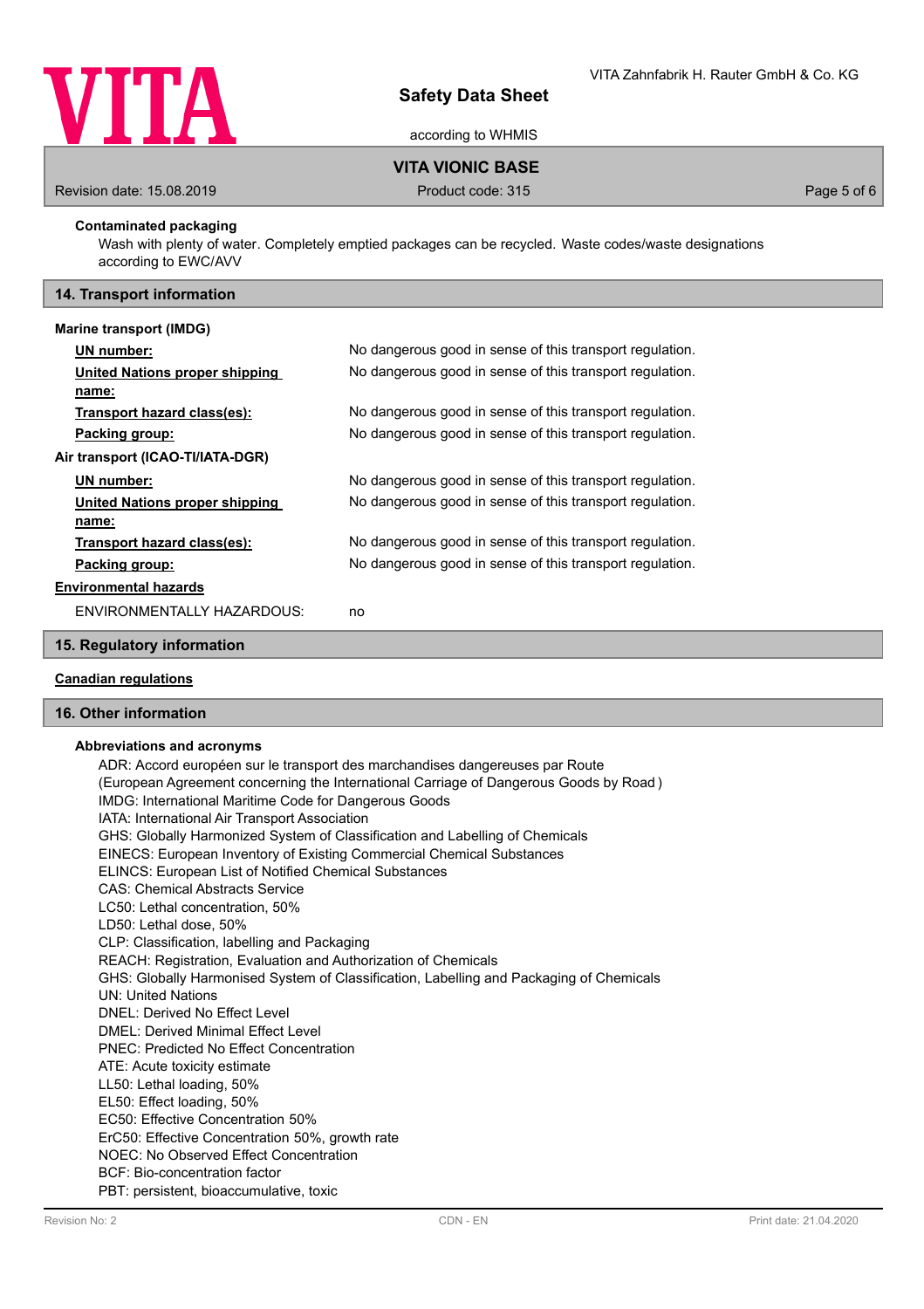### Contaminated packaging

Wash with plenty of water. Completely emptied packages can be recycled. Waste codes/waste designations according to EWC/AVV

## 14. Transport information

**Marine transport (IMDG)**

| | |
|---|---|
| **UN number:** | No dangerous good in sense of this transport regulation. |
| **United Nations proper shipping name:** | No dangerous good in sense of this transport regulation. |
| **Transport hazard class(es):** | No dangerous good in sense of this transport regulation. |
| **Packing group:** | No dangerous good in sense of this transport regulation. |

**Air transport (ICAO-TI/IATA-DGR)**

| | |
|---|---|
| **UN number:** | No dangerous good in sense of this transport regulation. |
| **United Nations proper shipping name:** | No dangerous good in sense of this transport regulation. |
| **Transport hazard class(es):** | No dangerous good in sense of this transport regulation. |
| **Packing group:** | No dangerous good in sense of this transport regulation. |

**Environmental hazards**

ENVIRONMENTALLY HAZARDOUS: no

## 15. Regulatory information

**Canadian regulations**

## 16. Other information

### Abbreviations and acronyms

ADR: Accord européen sur le transport des marchandises dangereuses par Route
(European Agreement concerning the International Carriage of Dangerous Goods by Road )
IMDG: International Maritime Code for Dangerous Goods
IATA: International Air Transport Association
GHS: Globally Harmonized System of Classification and Labelling of Chemicals
EINECS: European Inventory of Existing Commercial Chemical Substances
ELINCS: European List of Notified Chemical Substances
CAS: Chemical Abstracts Service
LC50: Lethal concentration, 50%
LD50: Lethal dose, 50%
CLP: Classification, labelling and Packaging
REACH: Registration, Evaluation and Authorization of Chemicals
GHS: Globally Harmonised System of Classification, Labelling and Packaging of Chemicals
UN: United Nations
DNEL: Derived No Effect Level
DMEL: Derived Minimal Effect Level
PNEC: Predicted No Effect Concentration
ATE: Acute toxicity estimate
LL50: Lethal loading, 50%
EL50: Effect loading, 50%
EC50: Effective Concentration 50%
ErC50: Effective Concentration 50%, growth rate
NOEC: No Observed Effect Concentration
BCF: Bio-concentration factor
PBT: persistent, bioaccumulative, toxic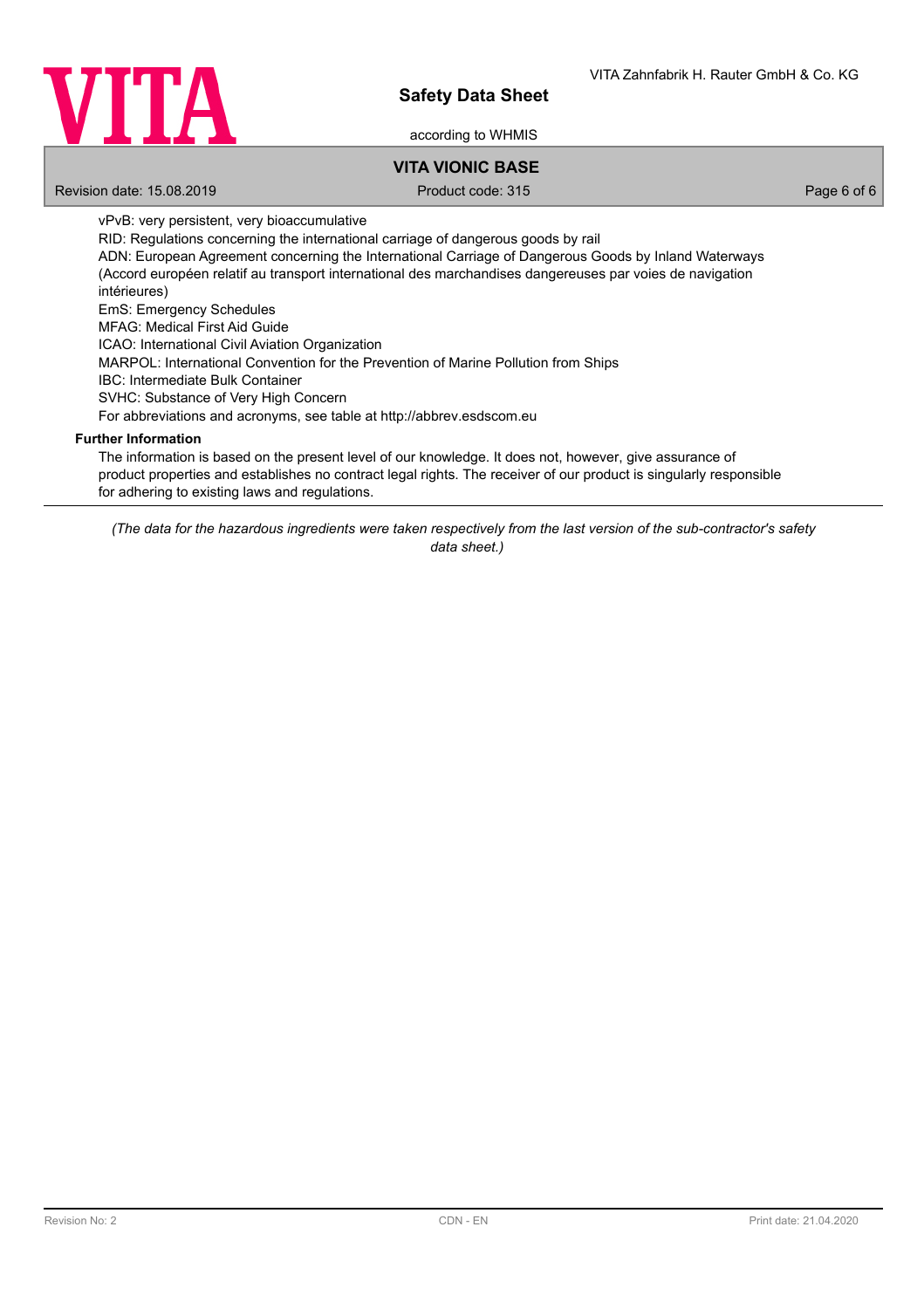vPvB: very persistent, very bioaccumulative
RID: Regulations concerning the international carriage of dangerous goods by rail
ADN: European Agreement concerning the International Carriage of Dangerous Goods by Inland Waterways (Accord européen relatif au transport international des marchandises dangereuses par voies de navigation intérieures)
EmS: Emergency Schedules
MFAG: Medical First Aid Guide
ICAO: International Civil Aviation Organization
MARPOL: International Convention for the Prevention of Marine Pollution from Ships
IBC: Intermediate Bulk Container
SVHC: Substance of Very High Concern
For abbreviations and acronyms, see table at http://abbrev.esdscom.eu

**Further Information**

The information is based on the present level of our knowledge. It does not, however, give assurance of product properties and establishes no contract legal rights. The receiver of our product is singularly responsible for adhering to existing laws and regulations.

---

*(The data for the hazardous ingredients were taken respectively from the last version of the sub-contractor's safety data sheet.)*